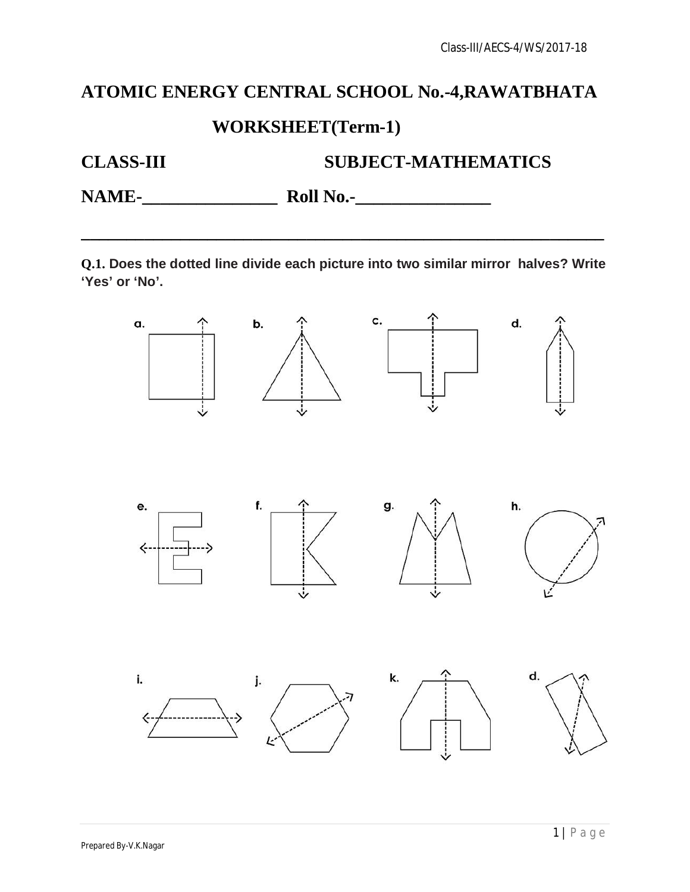# ATOMIC ENERGY CENTRAL SCHOOL No.-4,RAWATBHATA

## WORKSHEET(Term-1)

**CLASS-III** **SUBJECT-MATHEMATICS**

**NAME-_______________ Roll No.-_______________**

---

**Q.1. Does the dotted line divide each picture into two similar mirror halves? Write 'Yes' or 'No'.**

a. b. c. d.

e. f. g. h.

i. j. k. d.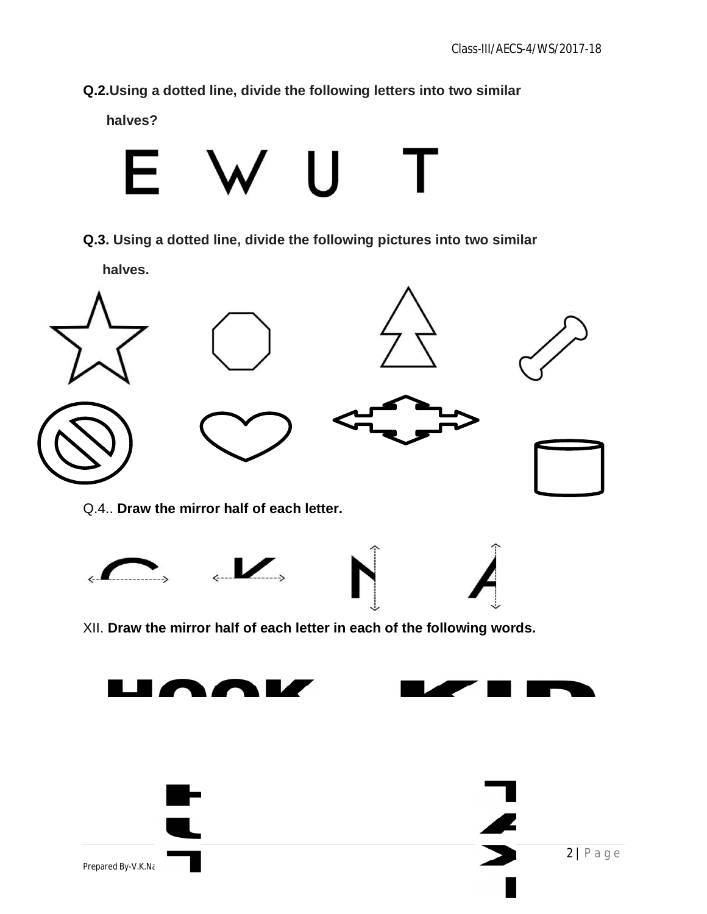**Q.2.Using a dotted line, divide the following letters into two similar halves?**

E W U T

**Q.3. Using a dotted line, divide the following pictures into two similar halves.**

Q.4.. **Draw the mirror half of each letter.**

XII. **Draw the mirror half of each letter in each of the following words.**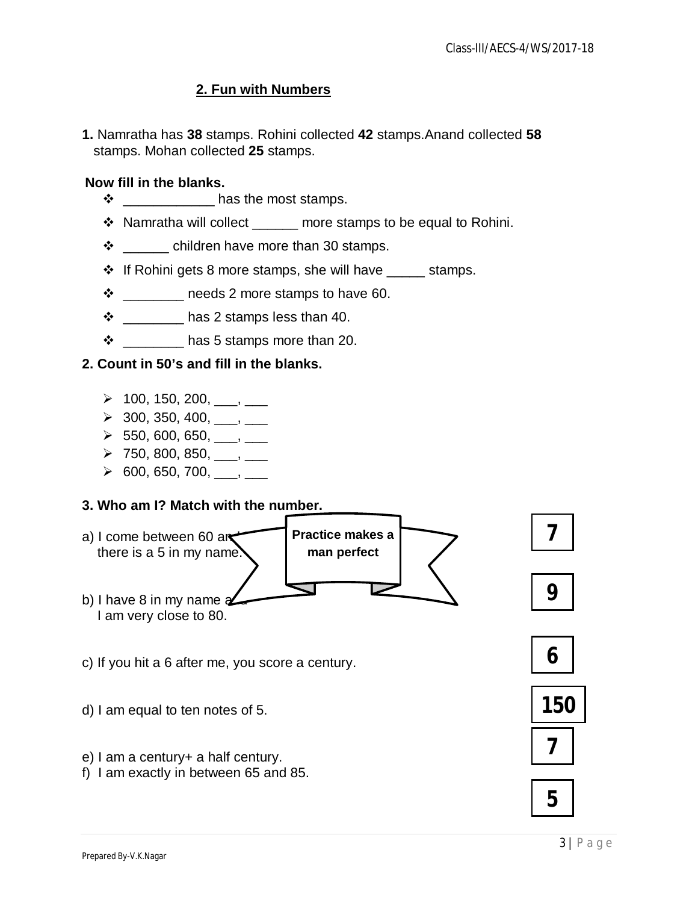## 2. Fun with Numbers

**1.** Namratha has **38** stamps. Rohini collected **42** stamps.Anand collected **58** stamps. Mohan collected **25** stamps.

**Now fill in the blanks.**

- ____________ has the most stamps.
- Namratha will collect ______ more stamps to be equal to Rohini.
- ______ children have more than 30 stamps.
- If Rohini gets 8 more stamps, she will have _____ stamps.
- ________ needs 2 more stamps to have 60.
- ________ has 2 stamps less than 40.
- ________ has 5 stamps more than 20.

**2. Count in 50's and fill in the blanks.**

- 100, 150, 200, ___, ___
- 300, 350, 400, ___, ___
- 550, 600, 650, ___, ___
- 750, 800, 850, ___, ___
- 600, 650, 700, ___, ___

**3. Who am I? Match with the number.**

**Practice makes a man perfect**

a) I come between 60 an[d ...] there is a 5 in my name.

b) I have 8 in my name a[nd] I am very close to 80.

c) If you hit a 6 after me, you score a century.

d) I am equal to ten notes of 5.

e) I am a century+ a half century.

f) I am exactly in between 65 and 85.

| |
|---|
| **7** |
| **9** |
| **6** |
| **150** |
| **7** |
| **5** |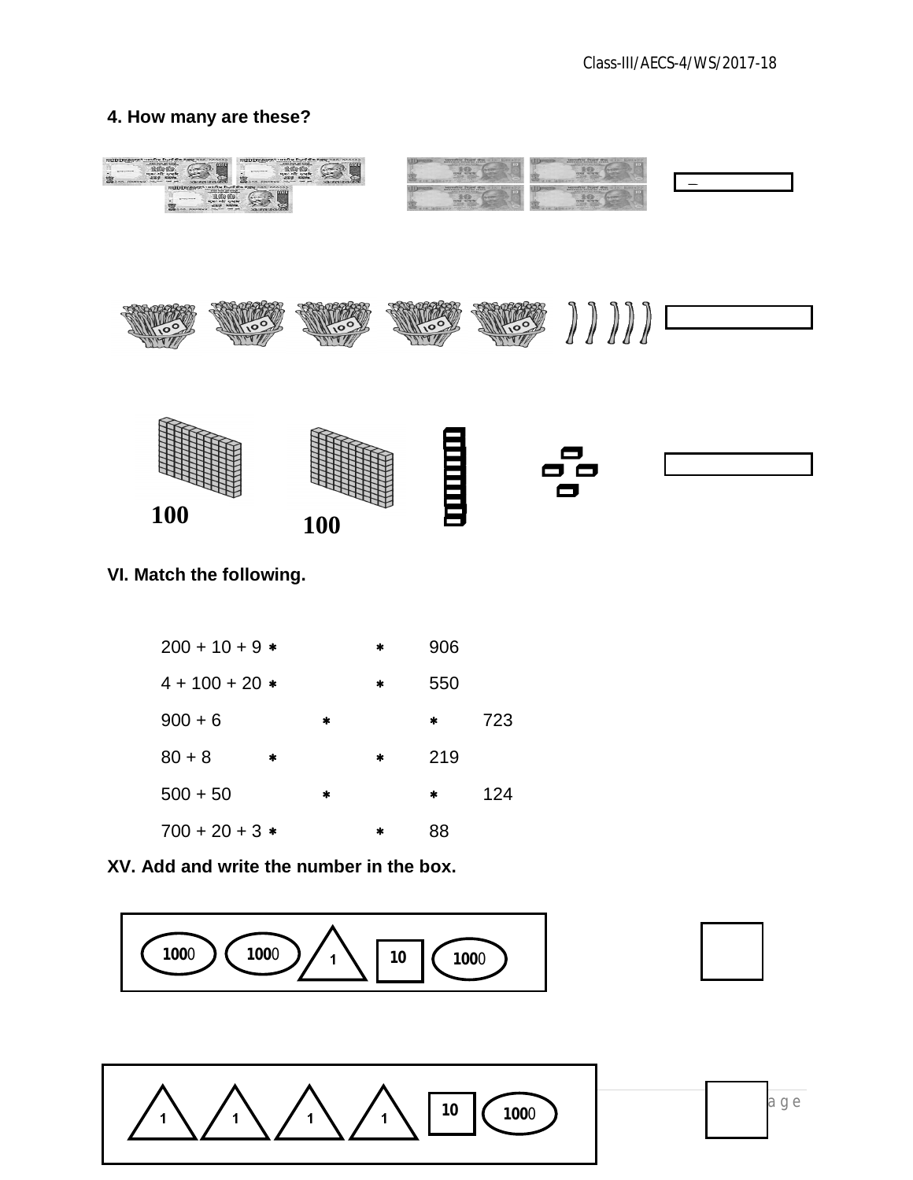**4. How many are these?**

100

100

**VI. Match the following.**

| | | | |
|---|---|---|---|
| 200 + 10 + 9 * | | * | 906 |
| 4 + 100 + 20 * | | * | 550 |
| 900 + 6 | * | * | 723 |
| 80 + 8 | * | * | 219 |
| 500 + 50 | * | * | 124 |
| 700 + 20 + 3 * | | * | 88 |

**XV. Add and write the number in the box.**

1000 1000 1 10 1000

1 1 1 1 10 1000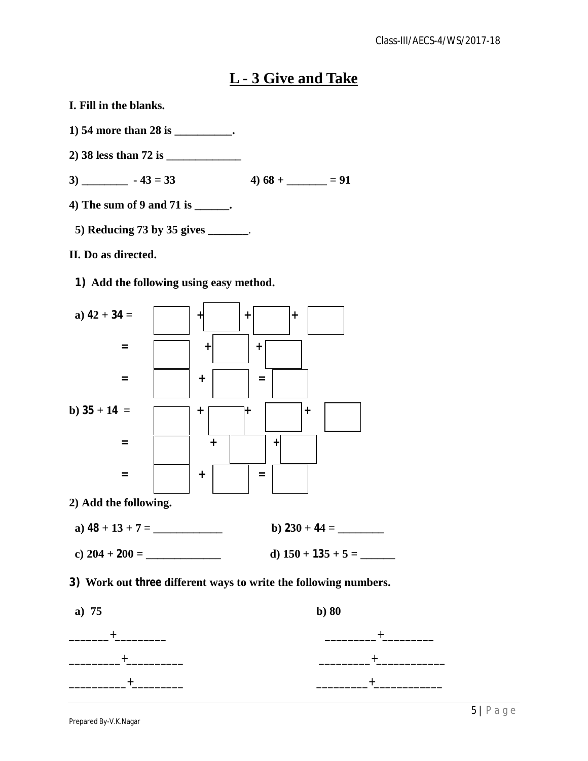# L - 3 Give and Take

**I. Fill in the blanks.**

**1) 54 more than 28 is __________.**

**2) 38 less than 72 is _____________**

**3) ________ - 43 = 33 4) 68 + _______ = 91**

**4) The sum of 9 and 71 is ______.**

**5) Reducing 73 by 35 gives _______.**

**II. Do as directed.**

**1) Add the following using easy method.**

a) 42 + 34 = ☐ + ☐ + ☐ + ☐

= ☐ + ☐ + ☐

= ☐ + ☐ = ☐

b) 35 + 14 = ☐ + ☐ + ☐ + ☐

= ☐ + ☐ + ☐

= ☐ + ☐ = ☐

**2) Add the following.**

a) 48 + 13 + 7 = ____________ b) 230 + 44 = ________

c) 204 + 200 = _____________ d) 150 + 135 + 5 = ______

**3) Work out three different ways to write the following numbers.**

a) 75

_______+_________

_________+__________

__________+_________

b) 80

_________+_________

_________+____________

_________+____________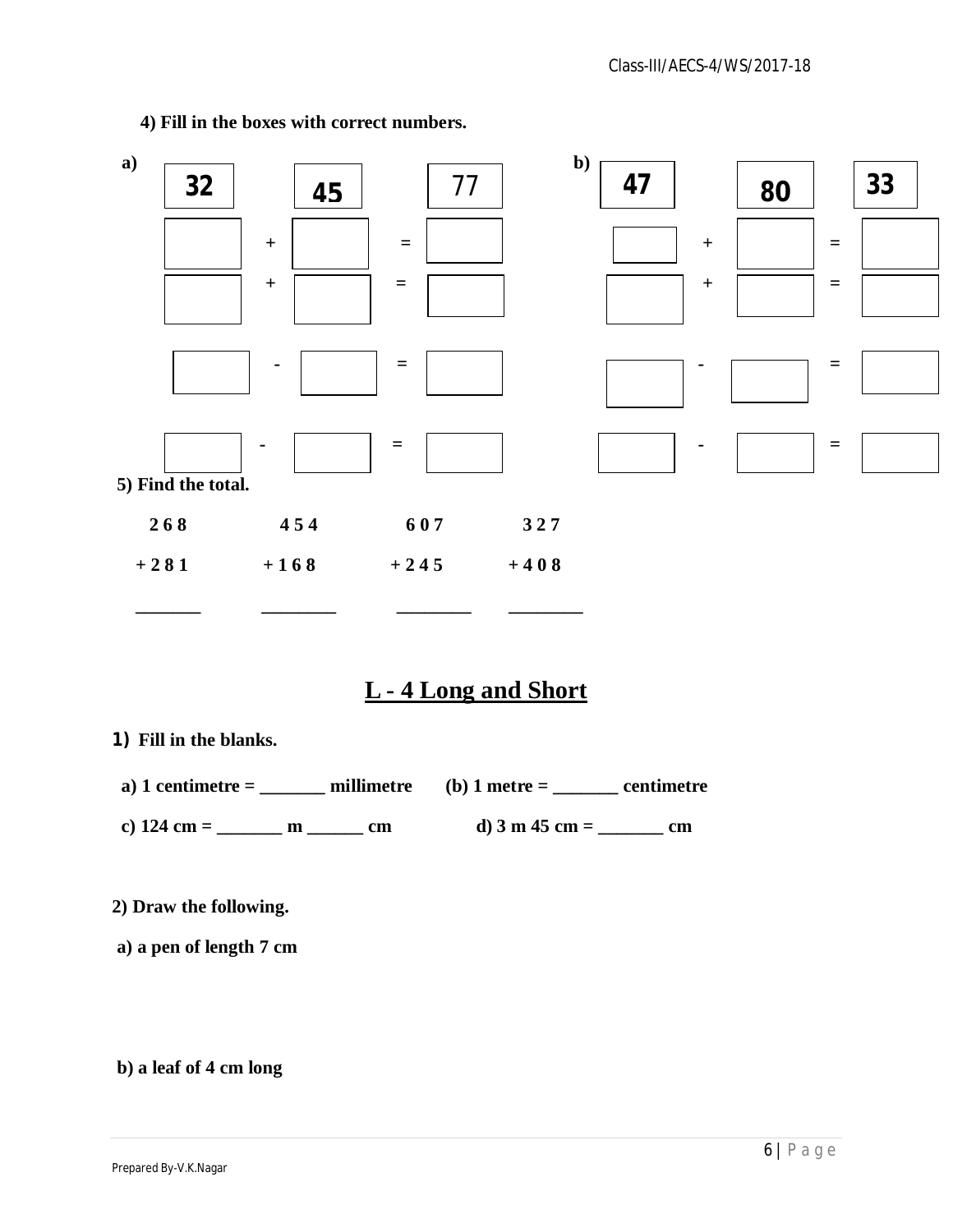**4) Fill in the boxes with correct numbers.**

**a)**

| 32 | | 45 | | 77 |
|---|---|---|---|---|
| ☐ | + | ☐ | = | ☐ |
| ☐ | + | ☐ | = | ☐ |
| ☐ | - | ☐ | = | ☐ |
| ☐ | - | ☐ | = | ☐ |

**b)**

| 47 | | 80 | | 33 |
|---|---|---|---|---|
| ☐ | + | ☐ | = | ☐ |
| ☐ | + | ☐ | = | ☐ |
| ☐ | - | ☐ | = | ☐ |
| ☐ | - | ☐ | = | ☐ |

**5) Find the total.**

```
  2 6 8        4 5 4        6 0 7        3 2 7
+ 2 8 1      + 1 6 8      + 2 4 5      + 4 0 8
_______      _______      _______      _______
```

## L - 4 Long and Short

**1) Fill in the blanks.**

**a) 1 centimetre = _______ millimetre (b) 1 metre = _______ centimetre**

**c) 124 cm = _______ m ______ cm d) 3 m 45 cm = _______ cm**

**2) Draw the following.**

**a) a pen of length 7 cm**

**b) a leaf of 4 cm long**

Prepared By-V.K.Nagar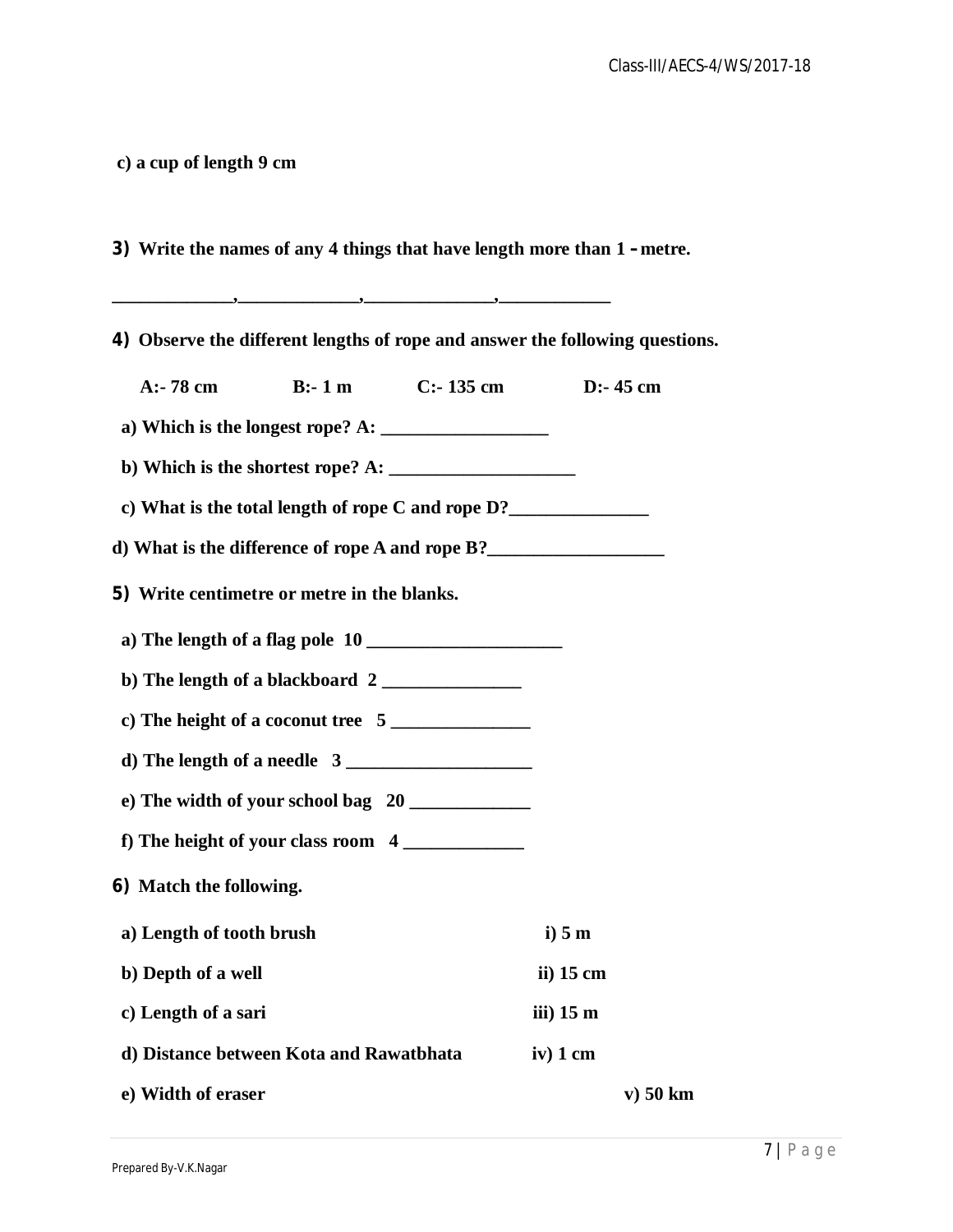**c) a cup of length 9 cm**

**3) Write the names of any 4 things that have length more than 1 – metre.**

_____________,_____________,______________,____________

**4) Observe the different lengths of rope and answer the following questions.**

**A:- 78 cm B:- 1 m C:- 135 cm D:- 45 cm**

**a) Which is the longest rope? A: __________________**

**b) Which is the shortest rope? A: ____________________**

**c) What is the total length of rope C and rope D?_______________**

**d) What is the difference of rope A and rope B?___________________**

**5) Write centimetre or metre in the blanks.**

**a) The length of a flag pole 10 _____________________**

**b) The length of a blackboard 2 _______________**

**c) The height of a coconut tree 5 _______________**

**d) The length of a needle 3 ____________________**

**e) The width of your school bag 20 _____________**

**f) The height of your class room 4 _____________**

**6) Match the following.**

| | |
|---|---|
| **a) Length of tooth brush** | **i) 5 m** |
| **b) Depth of a well** | **ii) 15 cm** |
| **c) Length of a sari** | **iii) 15 m** |
| **d) Distance between Kota and Rawatbhata** | **iv) 1 cm** |
| **e) Width of eraser** | **v) 50 km** |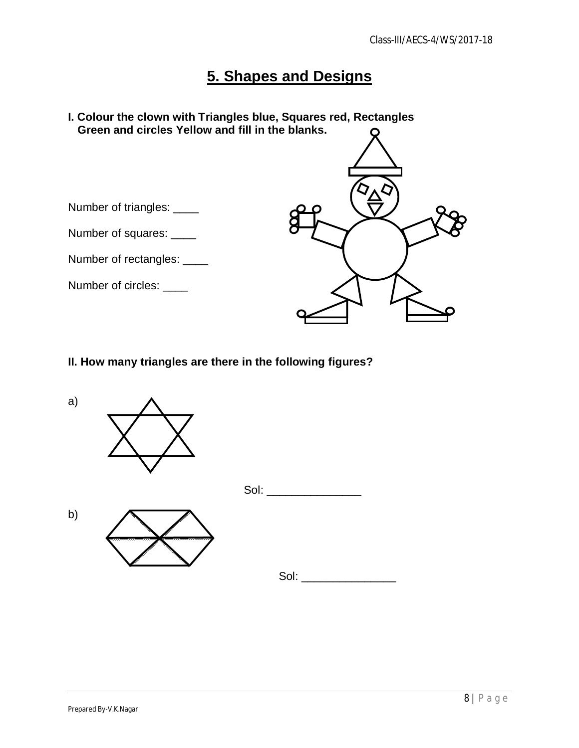# 5. Shapes and Designs

**I. Colour the clown with Triangles blue, Squares red, Rectangles Green and circles Yellow and fill in the blanks.**

Number of triangles: ____

Number of squares: ____

Number of rectangles: ____

Number of circles: ____

**II. How many triangles are there in the following figures?**

a)

Sol: _______________

b)

Sol: _______________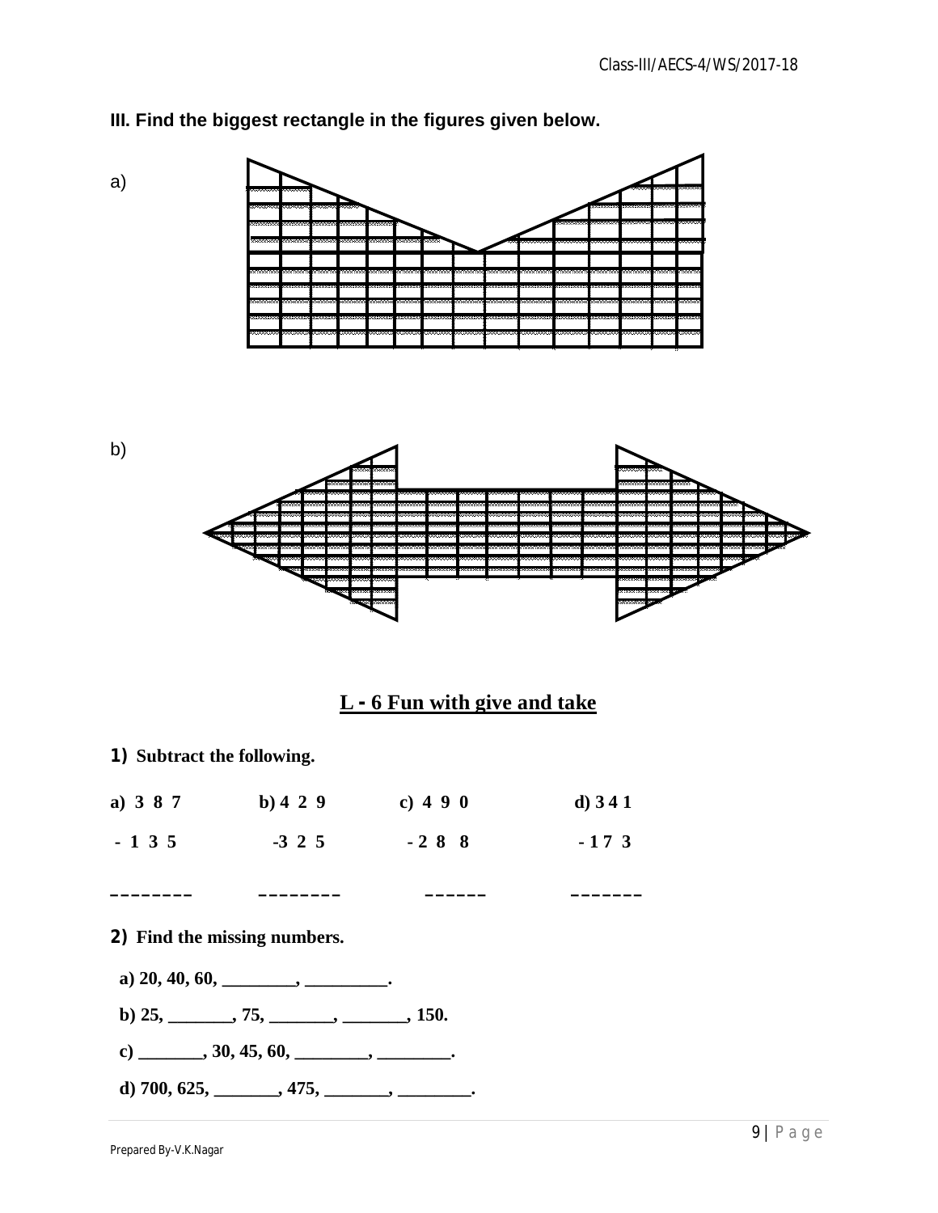**III. Find the biggest rectangle in the figures given below.**

a)

b)

## L - 6 Fun with give and take

**1) Subtract the following.**

| a) 3 8 7 | b) 4 2 9 | c) 4 9 0 | d) 3 4 1 |
|---|---|---|---|
| - 1 3 5 | -3 2 5 | - 2 8 8 | - 1 7 3 |
| _______ | _______ | _____ | ______ |

**2) Find the missing numbers.**

a) 20, 40, 60, ________, _________.

b) 25, _______, 75, _______, _______, 150.

c) _______, 30, 45, 60, ________, ________.

d) 700, 625, _______, 475, _______, ________.

Prepared By-V.K.Nagar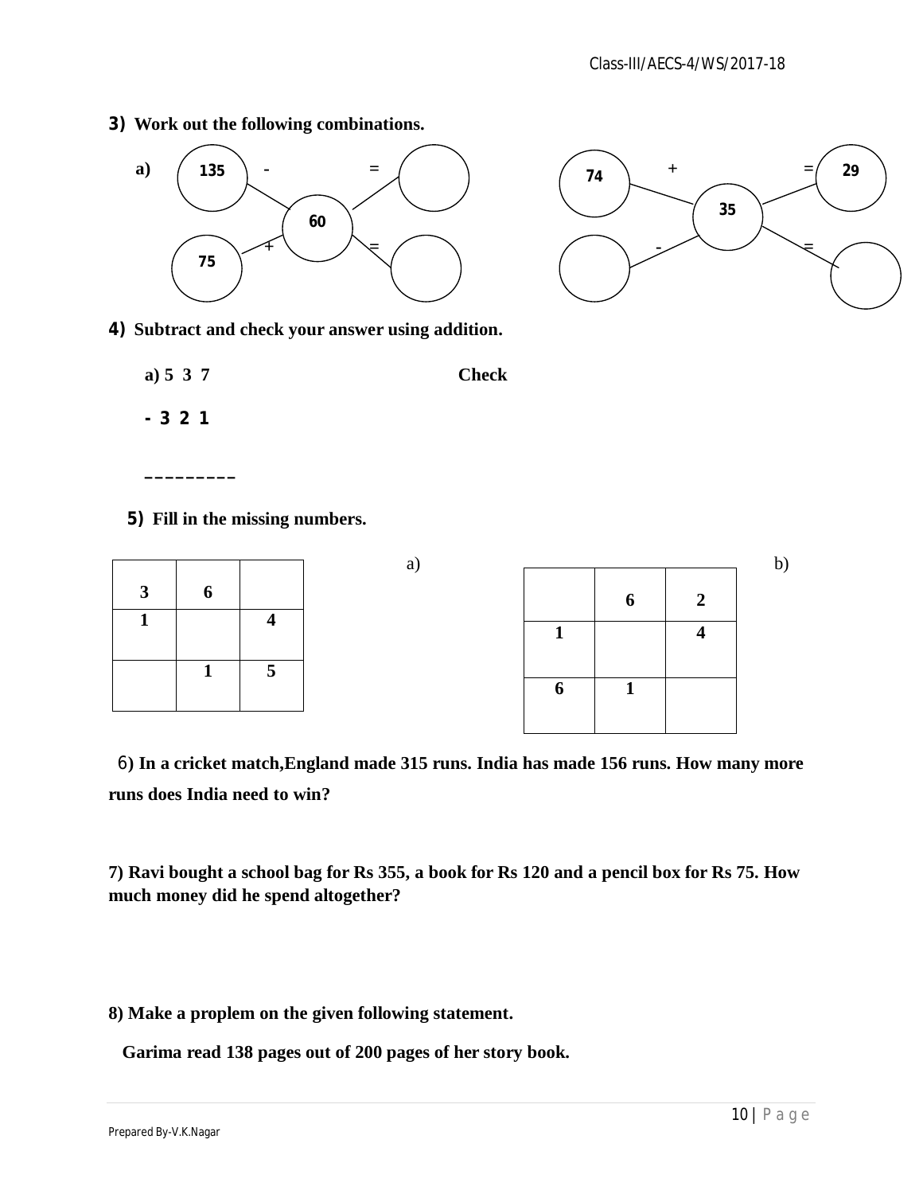**3) Work out the following combinations.**

a)

135 - 60 = ( )

75 + 60 = ( )

74 + 35 = 29

( ) - 35 = ( )

**4) Subtract and check your answer using addition.**

**a) 5 3 7** **Check**

**- 3 2 1**

**_________**

**5) Fill in the missing numbers.**

a)

| | | |
|---|---|---|
| **3** | **6** | |
| **1** | | **4** |
| | **1** | **5** |

b)

| | | |
|---|---|---|
| | **6** | **2** |
| **1** | | **4** |
| **6** | **1** | |

**6) In a cricket match,England made 315 runs. India has made 156 runs. How many more runs does India need to win?**

**7) Ravi bought a school bag for Rs 355, a book for Rs 120 and a pencil box for Rs 75. How much money did he spend altogether?**

**8) Make a proplem on the given following statement.**

**Garima read 138 pages out of 200 pages of her story book.**

Prepared By-V.K.Nagar